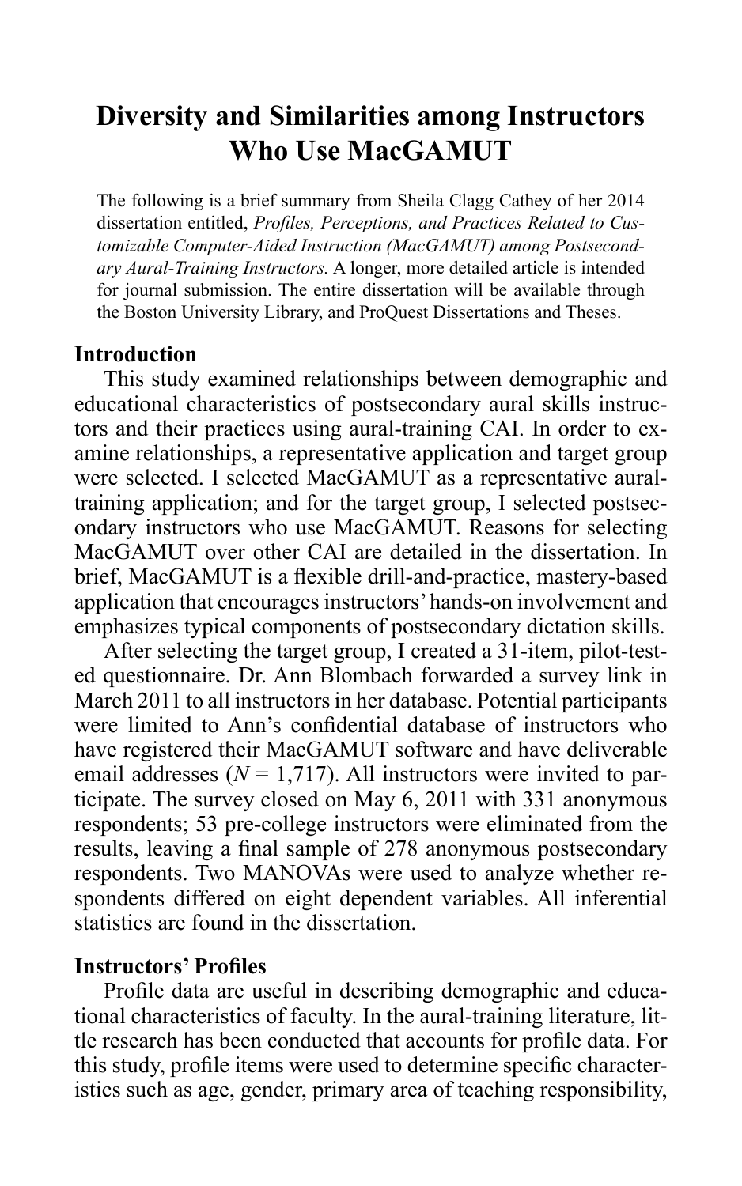# Diversity and Similarities among Instructors Who Use MacGAMUT

The following is a brief summary from Sheila Clagg Cathey of her 2014 dissertation entitled, *Profiles, Perceptions, and Practices Related to Customizable Computer-Aided Instruction (MacGAMUT) among Postsecondary Aural-Training Instructors.* A longer, more detailed article is intended for journal submission. The entire dissertation will be available through the Boston University Library, and ProQuest Dissertations and Theses.

## Introduction

This study examined relationships between demographic and educational characteristics of postsecondary aural skills instructors and their practices using aural-training CAI. In order to examine relationships, a representative application and target group were selected. I selected MacGAMUT as a representative aural-training application; and for the target group, I selected postsecondary instructors who use MacGAMUT. Reasons for selecting MacGAMUT over other CAI are detailed in the dissertation. In brief, MacGAMUT is a flexible drill-and-practice, mastery-based application that encourages instructors' hands-on involvement and emphasizes typical components of postsecondary dictation skills.

After selecting the target group, I created a 31-item, pilot-tested questionnaire. Dr. Ann Blombach forwarded a survey link in March 2011 to all instructors in her database. Potential participants were limited to Ann's confidential database of instructors who have registered their MacGAMUT software and have deliverable email addresses ($N$ = 1,717). All instructors were invited to participate. The survey closed on May 6, 2011 with 331 anonymous respondents; 53 pre-college instructors were eliminated from the results, leaving a final sample of 278 anonymous postsecondary respondents. Two MANOVAs were used to analyze whether respondents differed on eight dependent variables. All inferential statistics are found in the dissertation.

## Instructors' Profiles

Profile data are useful in describing demographic and educational characteristics of faculty. In the aural-training literature, little research has been conducted that accounts for profile data. For this study, profile items were used to determine specific characteristics such as age, gender, primary area of teaching responsibility,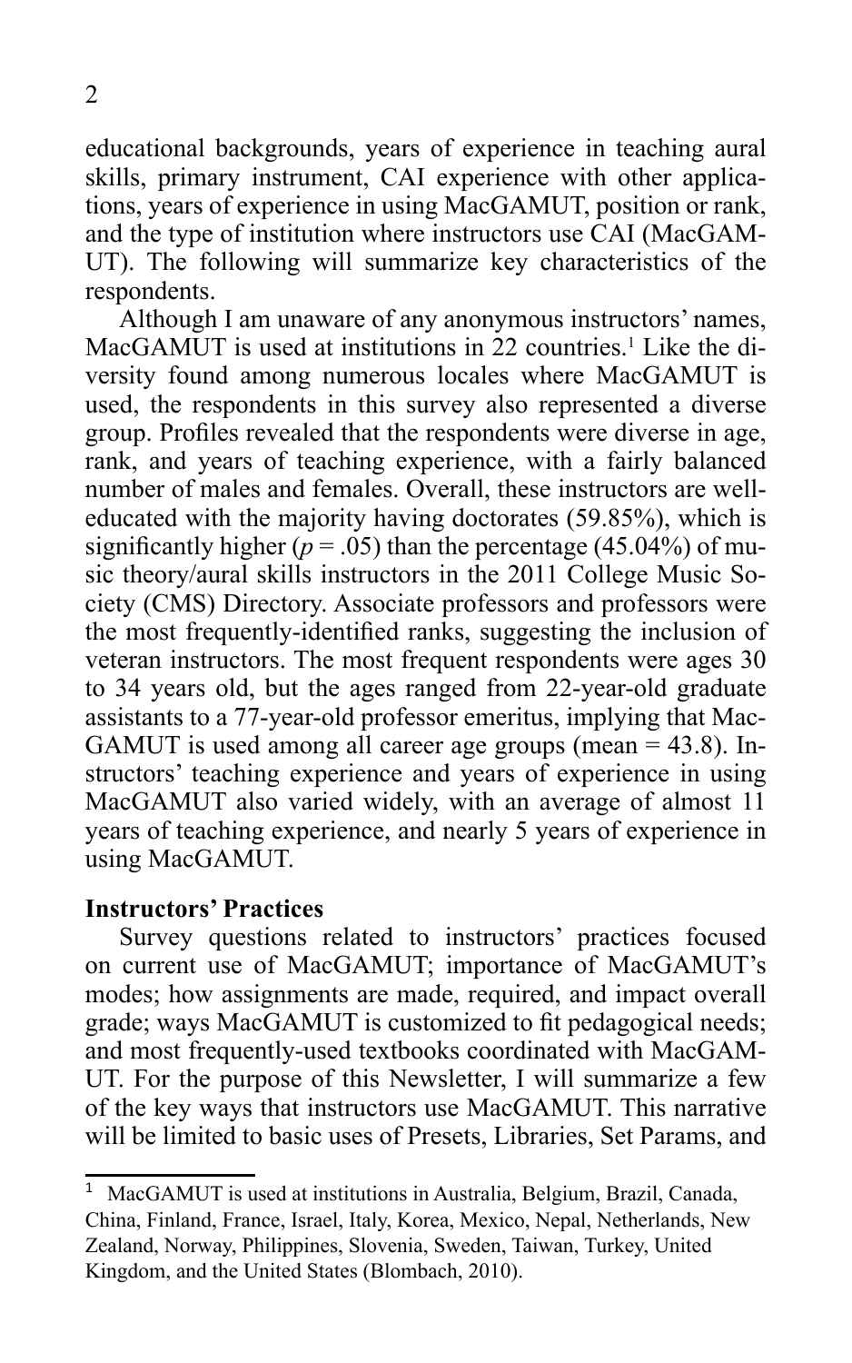educational backgrounds, years of experience in teaching aural skills, primary instrument, CAI experience with other applications, years of experience in using MacGAMUT, position or rank, and the type of institution where instructors use CAI (MacGAMUT). The following will summarize key characteristics of the respondents.

Although I am unaware of any anonymous instructors' names, MacGAMUT is used at institutions in 22 countries.[1] Like the diversity found among numerous locales where MacGAMUT is used, the respondents in this survey also represented a diverse group. Profiles revealed that the respondents were diverse in age, rank, and years of teaching experience, with a fairly balanced number of males and females. Overall, these instructors are well-educated with the majority having doctorates (59.85%), which is significantly higher ($p = .05$) than the percentage (45.04%) of music theory/aural skills instructors in the 2011 College Music Society (CMS) Directory. Associate professors and professors were the most frequently-identified ranks, suggesting the inclusion of veteran instructors. The most frequent respondents were ages 30 to 34 years old, but the ages ranged from 22-year-old graduate assistants to a 77-year-old professor emeritus, implying that MacGAMUT is used among all career age groups (mean = 43.8). Instructors' teaching experience and years of experience in using MacGAMUT also varied widely, with an average of almost 11 years of teaching experience, and nearly 5 years of experience in using MacGAMUT.

**Instructors' Practices**

Survey questions related to instructors' practices focused on current use of MacGAMUT; importance of MacGAMUT's modes; how assignments are made, required, and impact overall grade; ways MacGAMUT is customized to fit pedagogical needs; and most frequently-used textbooks coordinated with MacGAMUT. For the purpose of this Newsletter, I will summarize a few of the key ways that instructors use MacGAMUT. This narrative will be limited to basic uses of Presets, Libraries, Set Params, and

[1] MacGAMUT is used at institutions in Australia, Belgium, Brazil, Canada, China, Finland, France, Israel, Italy, Korea, Mexico, Nepal, Netherlands, New Zealand, Norway, Philippines, Slovenia, Sweden, Taiwan, Turkey, United Kingdom, and the United States (Blombach, 2010).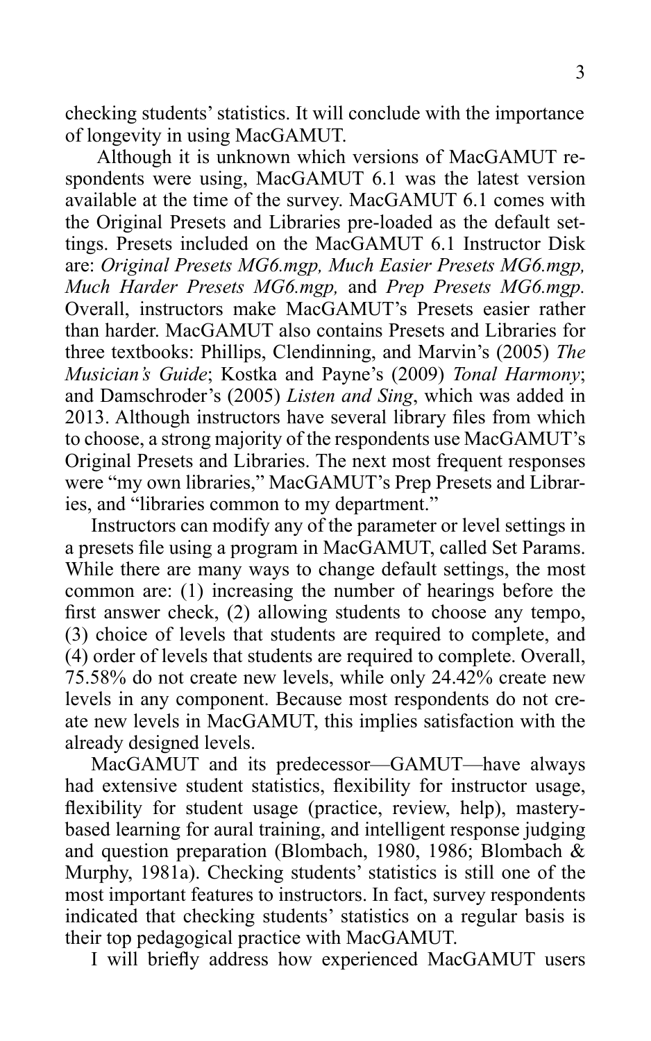checking students' statistics. It will conclude with the importance of longevity in using MacGAMUT.

Although it is unknown which versions of MacGAMUT respondents were using, MacGAMUT 6.1 was the latest version available at the time of the survey. MacGAMUT 6.1 comes with the Original Presets and Libraries pre-loaded as the default settings. Presets included on the MacGAMUT 6.1 Instructor Disk are: *Original Presets MG6.mgp, Much Easier Presets MG6.mgp, Much Harder Presets MG6.mgp,* and *Prep Presets MG6.mgp.* Overall, instructors make MacGAMUT's Presets easier rather than harder. MacGAMUT also contains Presets and Libraries for three textbooks: Phillips, Clendinning, and Marvin's (2005) *The Musician's Guide*; Kostka and Payne's (2009) *Tonal Harmony*; and Damschroder's (2005) *Listen and Sing*, which was added in 2013. Although instructors have several library files from which to choose, a strong majority of the respondents use MacGAMUT's Original Presets and Libraries. The next most frequent responses were "my own libraries," MacGAMUT's Prep Presets and Libraries, and "libraries common to my department."

Instructors can modify any of the parameter or level settings in a presets file using a program in MacGAMUT, called Set Params. While there are many ways to change default settings, the most common are: (1) increasing the number of hearings before the first answer check, (2) allowing students to choose any tempo, (3) choice of levels that students are required to complete, and (4) order of levels that students are required to complete. Overall, 75.58% do not create new levels, while only 24.42% create new levels in any component. Because most respondents do not create new levels in MacGAMUT, this implies satisfaction with the already designed levels.

MacGAMUT and its predecessor—GAMUT—have always had extensive student statistics, flexibility for instructor usage, flexibility for student usage (practice, review, help), mastery-based learning for aural training, and intelligent response judging and question preparation (Blombach, 1980, 1986; Blombach & Murphy, 1981a). Checking students' statistics is still one of the most important features to instructors. In fact, survey respondents indicated that checking students' statistics on a regular basis is their top pedagogical practice with MacGAMUT.

I will briefly address how experienced MacGAMUT users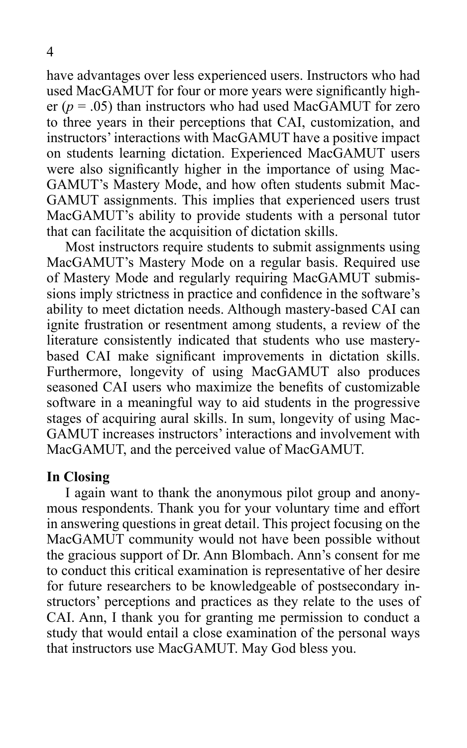have advantages over less experienced users. Instructors who had used MacGAMUT for four or more years were significantly higher ($p = .05$) than instructors who had used MacGAMUT for zero to three years in their perceptions that CAI, customization, and instructors' interactions with MacGAMUT have a positive impact on students learning dictation. Experienced MacGAMUT users were also significantly higher in the importance of using MacGAMUT's Mastery Mode, and how often students submit MacGAMUT assignments. This implies that experienced users trust MacGAMUT's ability to provide students with a personal tutor that can facilitate the acquisition of dictation skills.

Most instructors require students to submit assignments using MacGAMUT's Mastery Mode on a regular basis. Required use of Mastery Mode and regularly requiring MacGAMUT submissions imply strictness in practice and confidence in the software's ability to meet dictation needs. Although mastery-based CAI can ignite frustration or resentment among students, a review of the literature consistently indicated that students who use mastery-based CAI make significant improvements in dictation skills. Furthermore, longevity of using MacGAMUT also produces seasoned CAI users who maximize the benefits of customizable software in a meaningful way to aid students in the progressive stages of acquiring aural skills. In sum, longevity of using MacGAMUT increases instructors' interactions and involvement with MacGAMUT, and the perceived value of MacGAMUT.

**In Closing**

I again want to thank the anonymous pilot group and anonymous respondents. Thank you for your voluntary time and effort in answering questions in great detail. This project focusing on the MacGAMUT community would not have been possible without the gracious support of Dr. Ann Blombach. Ann's consent for me to conduct this critical examination is representative of her desire for future researchers to be knowledgeable of postsecondary instructors' perceptions and practices as they relate to the uses of CAI. Ann, I thank you for granting me permission to conduct a study that would entail a close examination of the personal ways that instructors use MacGAMUT. May God bless you.